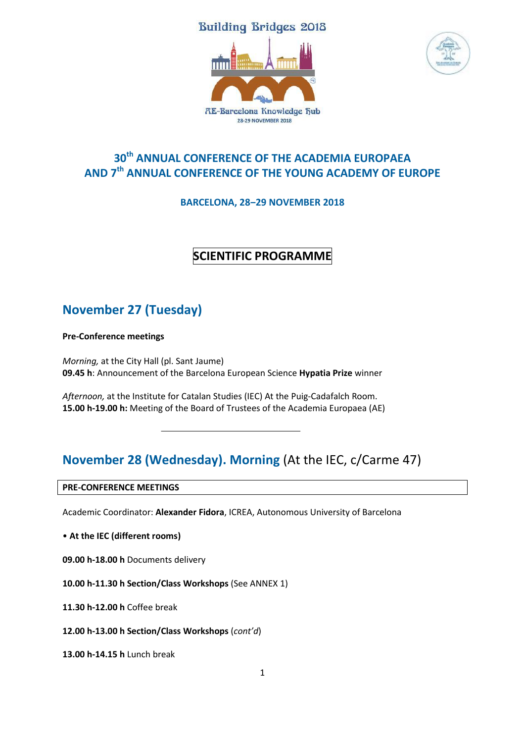Building Bridges 2018

AE-Barcelona Knowledge Hub
28-29 NOVEMBER 2018

# 30th ANNUAL CONFERENCE OF THE ACADEMIA EUROPAEA AND 7th ANNUAL CONFERENCE OF THE YOUNG ACADEMY OF EUROPE

**BARCELONA, 28–29 NOVEMBER 2018**

## SCIENTIFIC PROGRAMME

## November 27 (Tuesday)

**Pre-Conference meetings**

*Morning,* at the City Hall (pl. Sant Jaume)
**09.45 h**: Announcement of the Barcelona European Science **Hypatia Prize** winner

*Afternoon,* at the Institute for Catalan Studies (IEC) At the Puig-Cadafalch Room.
**15.00 h-19.00 h:** Meeting of the Board of Trustees of the Academia Europaea (AE)

---

## November 28 (Wednesday). Morning (At the IEC, c/Carme 47)

**PRE-CONFERENCE MEETINGS**

Academic Coordinator: **Alexander Fidora**, ICREA, Autonomous University of Barcelona

• **At the IEC (different rooms)**

**09.00 h-18.00 h** Documents delivery

**10.00 h-11.30 h Section/Class Workshops** (See ANNEX 1)

**11.30 h-12.00 h** Coffee break

**12.00 h-13.00 h Section/Class Workshops** (*cont'd*)

**13.00 h-14.15 h** Lunch break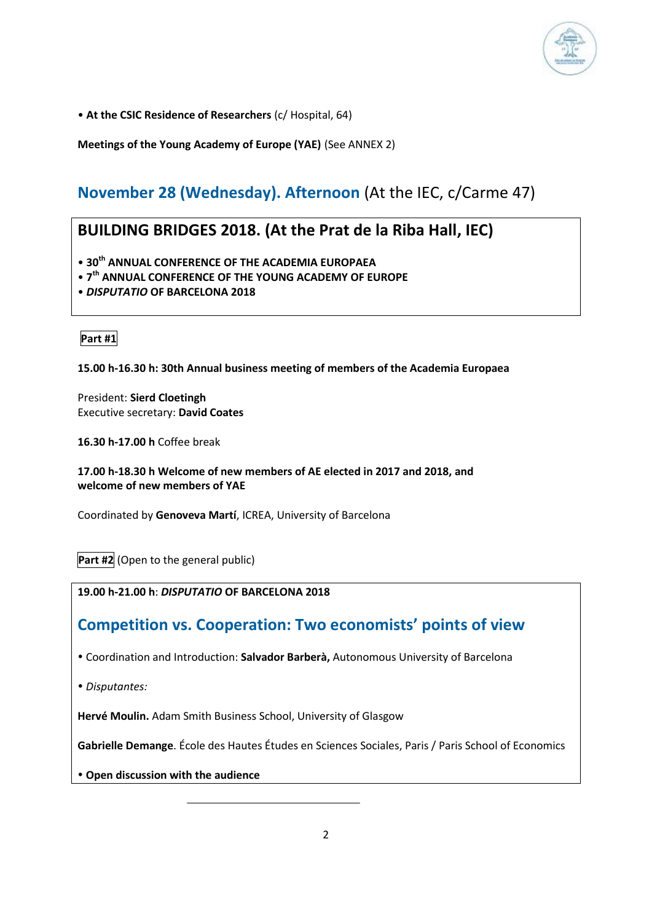• **At the CSIC Residence of Researchers** (c/ Hospital, 64)

**Meetings of the Young Academy of Europe (YAE)** (See ANNEX 2)

## November 28 (Wednesday). Afternoon (At the IEC, c/Carme 47)

### BUILDING BRIDGES 2018. (At the Prat de la Riba Hall, IEC)

- **30th ANNUAL CONFERENCE OF THE ACADEMIA EUROPAEA**
- **7th ANNUAL CONFERENCE OF THE YOUNG ACADEMY OF EUROPE**
- ***DISPUTATIO* OF BARCELONA 2018**

**Part #1**

**15.00 h-16.30 h: 30th Annual business meeting of members of the Academia Europaea**

President: **Sierd Cloetingh**
Executive secretary: **David Coates**

**16.30 h-17.00 h** Coffee break

**17.00 h-18.30 h Welcome of new members of AE elected in 2017 and 2018, and welcome of new members of YAE**

Coordinated by **Genoveva Martí**, ICREA, University of Barcelona

**Part #2** (Open to the general public)

**19.00 h-21.00 h**: ***DISPUTATIO* OF BARCELONA 2018**

### Competition vs. Cooperation: Two economists' points of view

- Coordination and Introduction: **Salvador Barberà,** Autonomous University of Barcelona
- *Disputantes:*

**Hervé Moulin.** Adam Smith Business School, University of Glasgow

**Gabrielle Demange**. École des Hautes Études en Sciences Sociales, Paris / Paris School of Economics

- **Open discussion with the audience**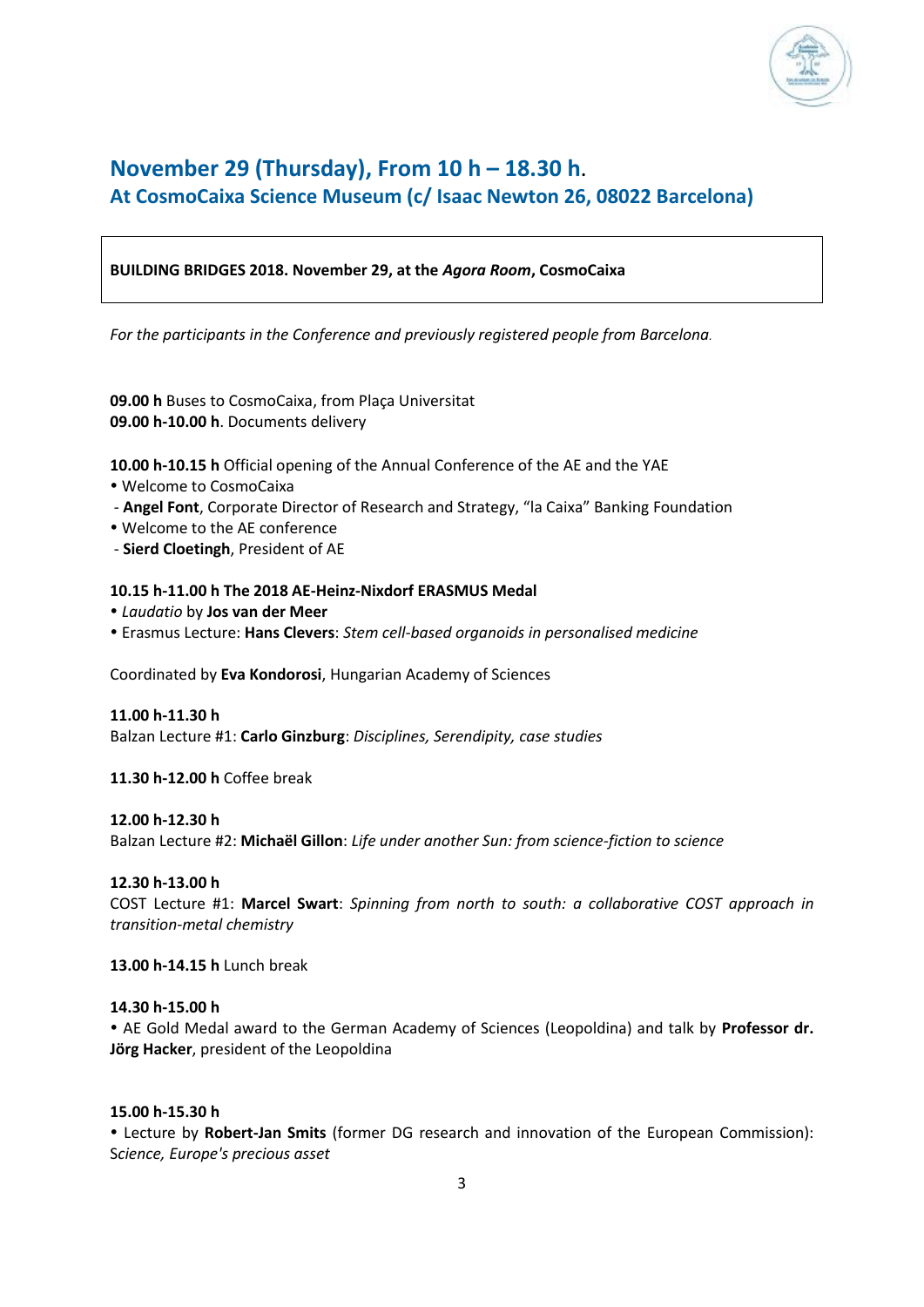## November 29 (Thursday), From 10 h – 18.30 h.
### At CosmoCaixa Science Museum (c/ Isaac Newton 26, 08022 Barcelona)

**BUILDING BRIDGES 2018. November 29, at the *Agora Room*, CosmoCaixa**

*For the participants in the Conference and previously registered people from Barcelona.*

**09.00 h** Buses to CosmoCaixa, from Plaça Universitat
**09.00 h-10.00 h**. Documents delivery

**10.00 h-10.15 h** Official opening of the Annual Conference of the AE and the YAE

- Welcome to CosmoCaixa
  - **Angel Font**, Corporate Director of Research and Strategy, "la Caixa" Banking Foundation
- Welcome to the AE conference
  - **Sierd Cloetingh**, President of AE

**10.15 h-11.00 h The 2018 AE-Heinz-Nixdorf ERASMUS Medal**

- *Laudatio* by **Jos van der Meer**
- Erasmus Lecture: **Hans Clevers**: *Stem cell-based organoids in personalised medicine*

Coordinated by **Eva Kondorosi**, Hungarian Academy of Sciences

**11.00 h-11.30 h**
Balzan Lecture #1: **Carlo Ginzburg**: *Disciplines, Serendipity, case studies*

**11.30 h-12.00 h** Coffee break

**12.00 h-12.30 h**
Balzan Lecture #2: **Michaël Gillon**: *Life under another Sun: from science-fiction to science*

**12.30 h-13.00 h**
COST Lecture #1: **Marcel Swart**: *Spinning from north to south: a collaborative COST approach in transition-metal chemistry*

**13.00 h-14.15 h** Lunch break

**14.30 h-15.00 h**

- AE Gold Medal award to the German Academy of Sciences (Leopoldina) and talk by **Professor dr. Jörg Hacker**, president of the Leopoldina

**15.00 h-15.30 h**

- Lecture by **Robert-Jan Smits** (former DG research and innovation of the European Commission): S*cience, Europe's precious asset*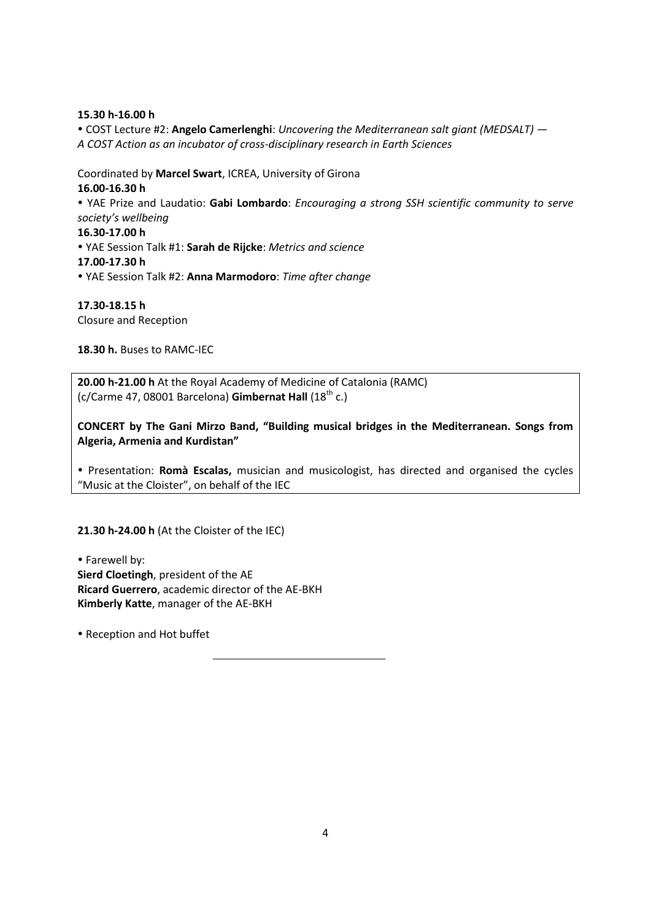**15.30 h-16.00 h**

• COST Lecture #2: **Angelo Camerlenghi**: *Uncovering the Mediterranean salt giant (MEDSALT) — A COST Action as an incubator of cross-disciplinary research in Earth Sciences*

Coordinated by **Marcel Swart**, ICREA, University of Girona

**16.00-16.30 h**

• YAE Prize and Laudatio: **Gabi Lombardo**: *Encouraging a strong SSH scientific community to serve society's wellbeing*

**16.30-17.00 h**

• YAE Session Talk #1: **Sarah de Rijcke**: *Metrics and science*

**17.00-17.30 h**

• YAE Session Talk #2: **Anna Marmodoro**: *Time after change*

**17.30-18.15 h**

Closure and Reception

**18.30 h.** Buses to RAMC-IEC

**20.00 h-21.00 h** At the Royal Academy of Medicine of Catalonia (RAMC) (c/Carme 47, 08001 Barcelona) **Gimbernat Hall** (18th c.)

**CONCERT by The Gani Mirzo Band, "Building musical bridges in the Mediterranean. Songs from Algeria, Armenia and Kurdistan"**

• Presentation: **Romà Escalas,** musician and musicologist, has directed and organised the cycles "Music at the Cloister", on behalf of the IEC

**21.30 h-24.00 h** (At the Cloister of the IEC)

• Farewell by:
**Sierd Cloetingh**, president of the AE
**Ricard Guerrero**, academic director of the AE-BKH
**Kimberly Katte**, manager of the AE-BKH

• Reception and Hot buffet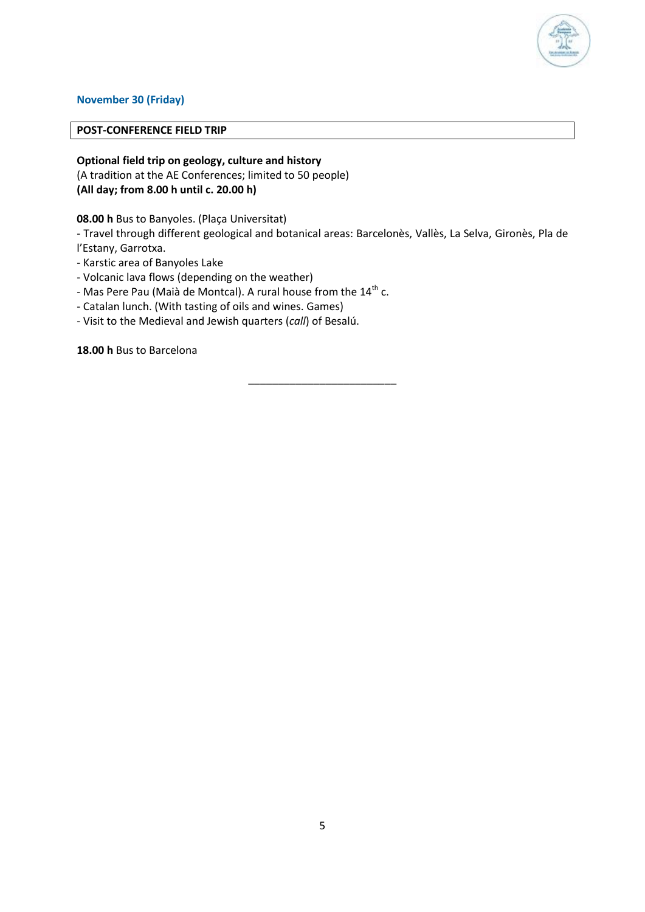### November 30 (Friday)

**POST-CONFERENCE FIELD TRIP**

**Optional field trip on geology, culture and history**
(A tradition at the AE Conferences; limited to 50 people)
**(All day; from 8.00 h until c. 20.00 h)**

**08.00 h** Bus to Banyoles. (Plaça Universitat)

- Travel through different geological and botanical areas: Barcelonès, Vallès, La Selva, Gironès, Pla de l'Estany, Garrotxa.
- Karstic area of Banyoles Lake
- Volcanic lava flows (depending on the weather)
- Mas Pere Pau (Maià de Montcal). A rural house from the 14th c.
- Catalan lunch. (With tasting of oils and wines. Games)
- Visit to the Medieval and Jewish quarters (*call*) of Besalú.

**18.00 h** Bus to Barcelona

---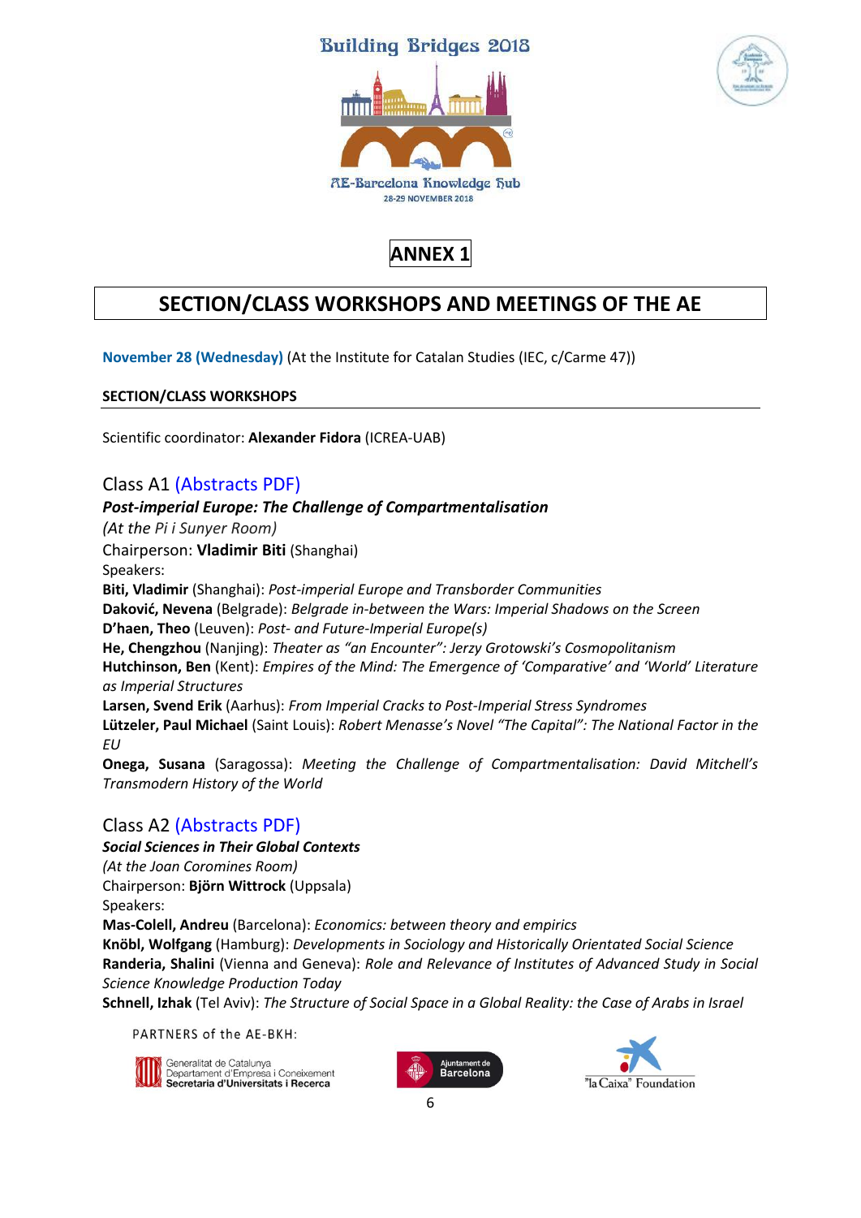# ANNEX 1

## SECTION/CLASS WORKSHOPS AND MEETINGS OF THE AE

**November 28 (Wednesday)** (At the Institute for Catalan Studies (IEC, c/Carme 47))

**SECTION/CLASS WORKSHOPS**

Scientific coordinator: **Alexander Fidora** (ICREA-UAB)

### Class A1 (Abstracts PDF)

***Post-imperial Europe: The Challenge of Compartmentalisation***

*(At the Pi i Sunyer Room)*

Chairperson: **Vladimir Biti** (Shanghai)

Speakers:

**Biti, Vladimir** (Shanghai): *Post-imperial Europe and Transborder Communities*

**Daković, Nevena** (Belgrade): *Belgrade in-between the Wars: Imperial Shadows on the Screen*

**D'haen, Theo** (Leuven): *Post- and Future-Imperial Europe(s)*

**He, Chengzhou** (Nanjing): *Theater as "an Encounter": Jerzy Grotowski's Cosmopolitanism*

**Hutchinson, Ben** (Kent): *Empires of the Mind: The Emergence of 'Comparative' and 'World' Literature as Imperial Structures*

**Larsen, Svend Erik** (Aarhus): *From Imperial Cracks to Post-Imperial Stress Syndromes*

**Lützeler, Paul Michael** (Saint Louis): *Robert Menasse's Novel "The Capital": The National Factor in the EU*

**Onega, Susana** (Saragossa): *Meeting the Challenge of Compartmentalisation: David Mitchell's Transmodern History of the World*

### Class A2 (Abstracts PDF)

***Social Sciences in Their Global Contexts***

*(At the Joan Coromines Room)*

Chairperson: **Björn Wittrock** (Uppsala)

Speakers:

**Mas-Colell, Andreu** (Barcelona): *Economics: between theory and empirics*

**Knöbl, Wolfgang** (Hamburg): *Developments in Sociology and Historically Orientated Social Science*

**Randeria, Shalini** (Vienna and Geneva): *Role and Relevance of Institutes of Advanced Study in Social Science Knowledge Production Today*

**Schnell, Izhak** (Tel Aviv): *The Structure of Social Space in a Global Reality: the Case of Arabs in Israel*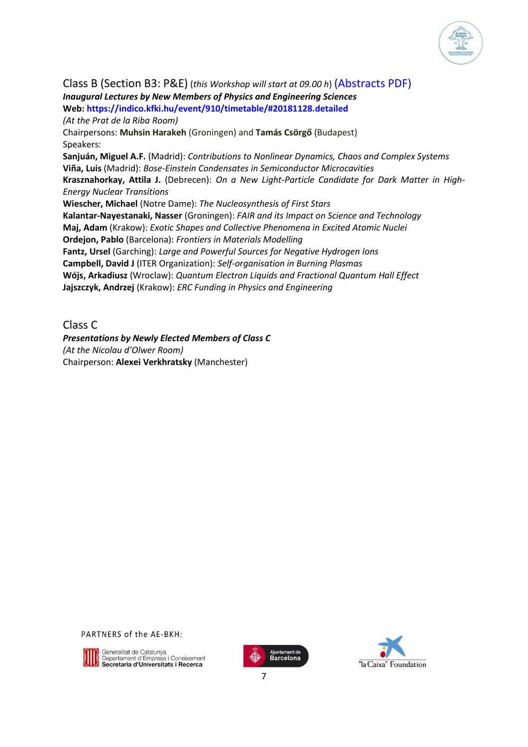Class B (Section B3: P&E) (*this Workshop will start at 09.00 h*) (Abstracts PDF)

***Inaugural Lectures by New Members of Physics and Engineering Sciences***

**Web: https://indico.kfki.hu/event/910/timetable/#20181128.detailed**

*(At the Prat de la Riba Room)*

Chairpersons: **Muhsin Harakeh** (Groningen) and **Tamás Csörgő** (Budapest)

Speakers:

**Sanjuán, Miguel A.F.** (Madrid): *Contributions to Nonlinear Dynamics, Chaos and Complex Systems*

**Viña, Luis** (Madrid): *Bose-Einstein Condensates in Semiconductor Microcavities*

**Krasznahorkay, Attila J.** (Debrecen): *On a New Light-Particle Candidate for Dark Matter in High-Energy Nuclear Transitions*

**Wiescher, Michael** (Notre Dame): *The Nucleosynthesis of First Stars*

**Kalantar-Nayestanaki, Nasser** (Groningen): *FAIR and its Impact on Science and Technology*

**Maj, Adam** (Krakow): *Exotic Shapes and Collective Phenomena in Excited Atomic Nuclei*

**Ordejon, Pablo** (Barcelona): *Frontiers in Materials Modelling*

**Fantz, Ursel** (Garching): *Large and Powerful Sources for Negative Hydrogen Ions*

**Campbell, David J** (ITER Organization): *Self-organisation in Burning Plasmas*

**Wójs, Arkadiusz** (Wroclaw): *Quantum Electron Liquids and Fractional Quantum Hall Effect*

**Jajszczyk, Andrzej** (Krakow): *ERC Funding in Physics and Engineering*

Class C

***Presentations by Newly Elected Members of Class C***

*(At the Nicolau d'Olwer Room)*

Chairperson: **Alexei Verkhratsky** (Manchester)

PARTNERS of the AE-BKH:

Generalitat de Catalunya
Departament d'Empresa i Coneixement
Secretaria d'Universitats i Recerca

Ajuntament de Barcelona

"la Caixa" Foundation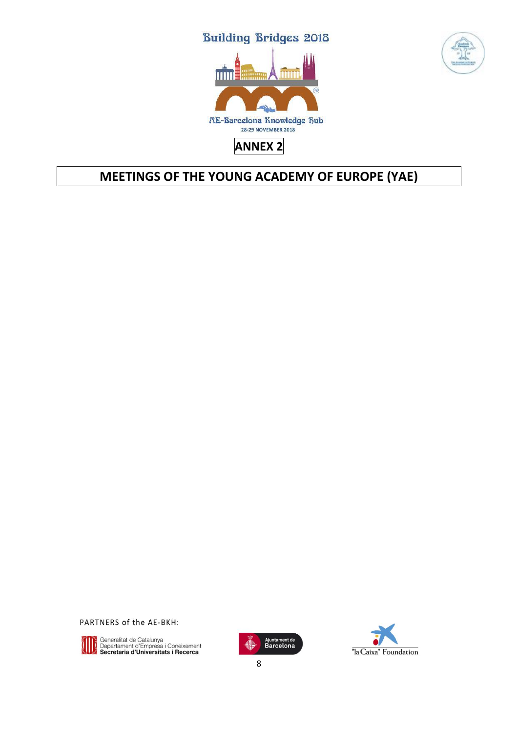Building Bridges 2018

AE-Barcelona Knowledge Hub

28-29 NOVEMBER 2018

# ANNEX 2

## MEETINGS OF THE YOUNG ACADEMY OF EUROPE (YAE)

PARTNERS of the AE-BKH:

Generalitat de Catalunya
Departament d'Empresa i Coneixement
Secretaria d'Universitats i Recerca

Ajuntament de Barcelona

"la Caixa" Foundation